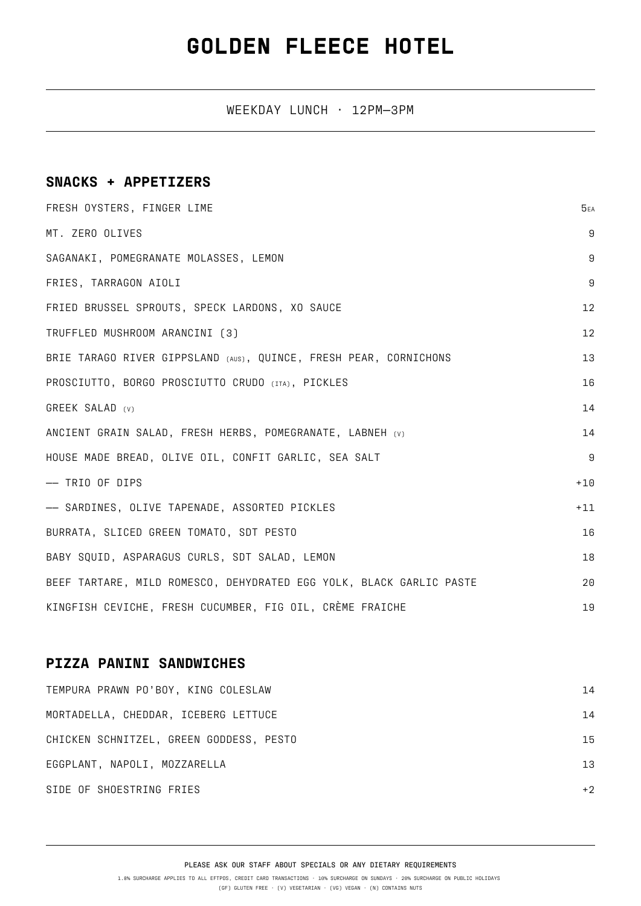# GOLDEN FLEECE HOTEL

WEEKDAY LUNCH · 12PM—3PM

## SNACKS + APPETIZERS

| Item | Price |
|---|---|
| FRESH OYSTERS, FINGER LIME | 5EA |
| MT. ZERO OLIVES | 9 |
| SAGANAKI, POMEGRANATE MOLASSES, LEMON | 9 |
| FRIES, TARRAGON AIOLI | 9 |
| FRIED BRUSSEL SPROUTS, SPECK LARDONS, XO SAUCE | 12 |
| TRUFFLED MUSHROOM ARANCINI (3) | 12 |
| BRIE TARAGO RIVER GIPPSLAND (AUS), QUINCE, FRESH PEAR, CORNICHONS | 13 |
| PROSCIUTTO, BORGO PROSCIUTTO CRUDO (ITA), PICKLES | 16 |
| GREEK SALAD (V) | 14 |
| ANCIENT GRAIN SALAD, FRESH HERBS, POMEGRANATE, LABNEH (V) | 14 |
| HOUSE MADE BREAD, OLIVE OIL, CONFIT GARLIC, SEA SALT | 9 |
| —— TRIO OF DIPS | +10 |
| —— SARDINES, OLIVE TAPENADE, ASSORTED PICKLES | +11 |
| BURRATA, SLICED GREEN TOMATO, SDT PESTO | 16 |
| BABY SQUID, ASPARAGUS CURLS, SDT SALAD, LEMON | 18 |
| BEEF TARTARE, MILD ROMESCO, DEHYDRATED EGG YOLK, BLACK GARLIC PASTE | 20 |
| KINGFISH CEVICHE, FRESH CUCUMBER, FIG OIL, CRÈME FRAICHE | 19 |

## PIZZA PANINI SANDWICHES

| Item | Price |
|---|---|
| TEMPURA PRAWN PO'BOY, KING COLESLAW | 14 |
| MORTADELLA, CHEDDAR, ICEBERG LETTUCE | 14 |
| CHICKEN SCHNITZEL, GREEN GODDESS, PESTO | 15 |
| EGGPLANT, NAPOLI, MOZZARELLA | 13 |
| SIDE OF SHOESTRING FRIES | +2 |

PLEASE ASK OUR STAFF ABOUT SPECIALS OR ANY DIETARY REQUIREMENTS

1.8% SURCHARGE APPLIES TO ALL EFTPOS, CREDIT CARD TRANSACTIONS · 10% SURCHARGE ON SUNDAYS · 20% SURCHARGE ON PUBLIC HOLIDAYS

(GF) GLUTEN FREE · (V) VEGETARIAN · (VG) VEGAN · (N) CONTAINS NUTS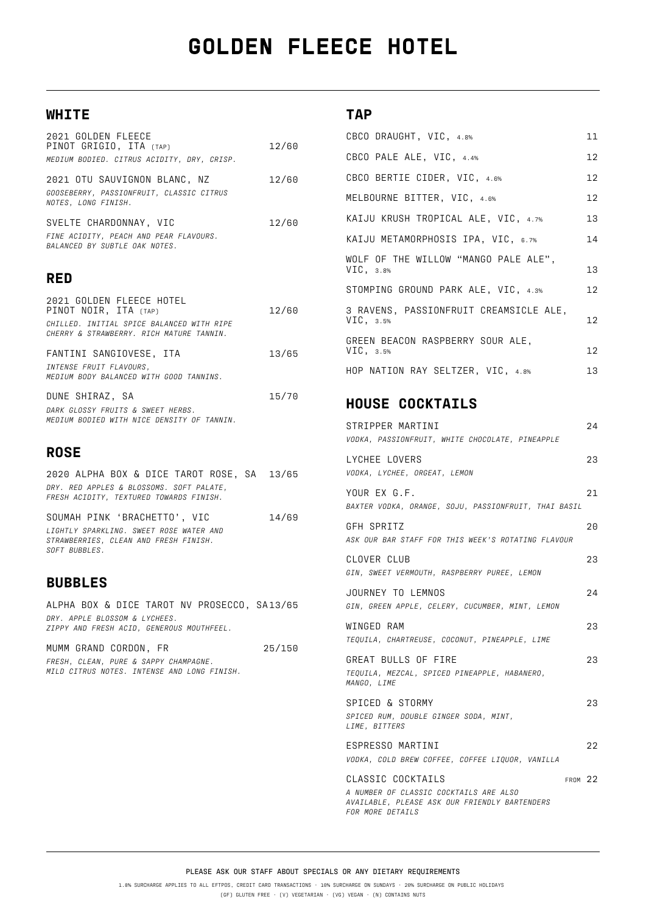# GOLDEN FLEECE HOTEL

## WHITE

2021 GOLDEN FLEECE PINOT GRIGIO, ITA (TAP) — 12/60
*MEDIUM BODIED. CITRUS ACIDITY, DRY, CRISP.*

2021 OTU SAUVIGNON BLANC, NZ — 12/60
*GOOSEBERRY, PASSIONFRUIT, CLASSIC CITRUS NOTES, LONG FINISH.*

SVELTE CHARDONNAY, VIC — 12/60
*FINE ACIDITY, PEACH AND PEAR FLAVOURS. BALANCED BY SUBTLE OAK NOTES.*

## RED

2021 GOLDEN FLEECE HOTEL PINOT NOIR, ITA (TAP) — 12/60
*CHILLED. INITIAL SPICE BALANCED WITH RIPE CHERRY & STRAWBERRY. RICH MATURE TANNIN.*

FANTINI SANGIOVESE, ITA — 13/65
*INTENSE FRUIT FLAVOURS, MEDIUM BODY BALANCED WITH GOOD TANNINS.*

DUNE SHIRAZ, SA — 15/70
*DARK GLOSSY FRUITS & SWEET HERBS. MEDIUM BODIED WITH NICE DENSITY OF TANNIN.*

## ROSE

2020 ALPHA BOX & DICE TAROT ROSE, SA — 13/65
*DRY. RED APPLES & BLOSSOMS. SOFT PALATE, FRESH ACIDITY, TEXTURED TOWARDS FINISH.*

SOUMAH PINK 'BRACHETTO', VIC — 14/69
*LIGHTLY SPARKLING. SWEET ROSE WATER AND STRAWBERRIES, CLEAN AND FRESH FINISH. SOFT BUBBLES.*

## BUBBLES

ALPHA BOX & DICE TAROT NV PROSECCO, SA — 13/65
*DRY. APPLE BLOSSOM & LYCHEES. ZIPPY AND FRESH ACID, GENEROUS MOUTHFEEL.*

MUMM GRAND CORDON, FR — 25/150
*FRESH, CLEAN, PURE & SAPPY CHAMPAGNE. MILD CITRUS NOTES. INTENSE AND LONG FINISH.*

## TAP

| | |
|---|---|
| CBCO DRAUGHT, VIC, 4.8% | 11 |
| CBCO PALE ALE, VIC, 4.4% | 12 |
| CBCO BERTIE CIDER, VIC, 4.6% | 12 |
| MELBOURNE BITTER, VIC, 4.6% | 12 |
| KAIJU KRUSH TROPICAL ALE, VIC, 4.7% | 13 |
| KAIJU METAMORPHOSIS IPA, VIC, 6.7% | 14 |
| WOLF OF THE WILLOW "MANGO PALE ALE", VIC, 3.8% | 13 |
| STOMPING GROUND PARK ALE, VIC, 4.3% | 12 |
| 3 RAVENS, PASSIONFRUIT CREAMSICLE ALE, VIC, 3.5% | 12 |
| GREEN BEACON RASPBERRY SOUR ALE, VIC, 3.5% | 12 |
| HOP NATION RAY SELTZER, VIC, 4.8% | 13 |

## HOUSE COCKTAILS

STRIPPER MARTINI — 24
*VODKA, PASSIONFRUIT, WHITE CHOCOLATE, PINEAPPLE*

LYCHEE LOVERS — 23
*VODKA, LYCHEE, ORGEAT, LEMON*

YOUR EX G.F. — 21
*BAXTER VODKA, ORANGE, SOJU, PASSIONFRUIT, THAI BASIL*

GFH SPRITZ — 20
*ASK OUR BAR STAFF FOR THIS WEEK'S ROTATING FLAVOUR*

CLOVER CLUB — 23
*GIN, SWEET VERMOUTH, RASPBERRY PUREE, LEMON*

JOURNEY TO LEMNOS — 24
*GIN, GREEN APPLE, CELERY, CUCUMBER, MINT, LEMON*

WINGED RAM — 23
*TEQUILA, CHARTREUSE, COCONUT, PINEAPPLE, LIME*

GREAT BULLS OF FIRE — 23
*TEQUILA, MEZCAL, SPICED PINEAPPLE, HABANERO, MANGO, LIME*

SPICED & STORMY — 23
*SPICED RUM, DOUBLE GINGER SODA, MINT, LIME, BITTERS*

ESPRESSO MARTINI — 22
*VODKA, COLD BREW COFFEE, COFFEE LIQUOR, VANILLA*

CLASSIC COCKTAILS — FROM 22
*A NUMBER OF CLASSIC COCKTAILS ARE ALSO AVAILABLE, PLEASE ASK OUR FRIENDLY BARTENDERS FOR MORE DETAILS*

PLEASE ASK OUR STAFF ABOUT SPECIALS OR ANY DIETARY REQUIREMENTS

1.8% SURCHARGE APPLIES TO ALL EFTPOS, CREDIT CARD TRANSACTIONS · 10% SURCHARGE ON SUNDAYS · 20% SURCHARGE ON PUBLIC HOLIDAYS

(GF) GLUTEN FREE · (V) VEGETARIAN · (VG) VEGAN · (N) CONTAINS NUTS